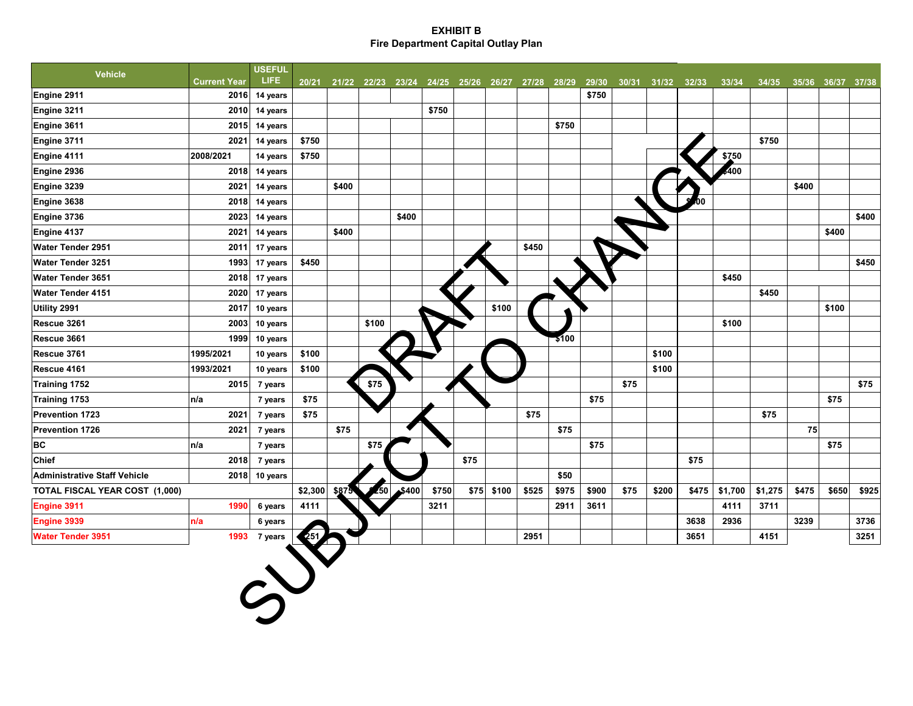**EXHIBIT B**
**Fire Department Capital Outlay Plan**

| Vehicle | Current Year | USEFUL LIFE | 20/21 | 21/22 | 22/23 | 23/24 | 24/25 | 25/26 | 26/27 | 27/28 | 28/29 | 29/30 | 30/31 | 31/32 | 32/33 | 33/34 | 34/35 | 35/36 | 36/37 | 37/38 |
|---|---|---|---|---|---|---|---|---|---|---|---|---|---|---|---|---|---|---|---|---|
| Engine 2911 | 2016 | 14 years | | | | | | | | | | $750 | | | | | | | | |
| Engine 3211 | 2010 | 14 years | | | | | $750 | | | | | | | | | | | | | |
| Engine 3611 | 2015 | 14 years | | | | | | | | | $750 | | | | | | | | | |
| Engine 3711 | 2021 | 14 years | $750 | | | | | | | | | | | | | | $750 | | | |
| Engine 4111 | 2008/2021 | 14 years | $750 | | | | | | | | | | | | | $750 | | | | |
| Engine 2936 | 2018 | 14 years | | | | | | | | | | | | | | $400 | | | | |
| Engine 3239 | 2021 | 14 years | | $400 | | | | | | | | | | | | | | $400 | | |
| Engine 3638 | 2018 | 14 years | | | | | | | | | | | | | $400 | | | | | |
| Engine 3736 | 2023 | 14 years | | | | $400 | | | | | | | | | | | | | | $400 |
| Engine 4137 | 2021 | 14 years | | $400 | | | | | | | | | | | | | | | $400 | |
| Water Tender 2951 | 2011 | 17 years | | | | | | | | $450 | | | | | | | | | | |
| Water Tender 3251 | 1993 | 17 years | $450 | | | | | | | | | | | | | | | | | $450 |
| Water Tender 3651 | 2018 | 17 years | | | | | | | | | | | | | | $450 | | | | |
| Water Tender 4151 | 2020 | 17 years | | | | | | | | | | | | | | | $450 | | | |
| Utility 2991 | 2017 | 10 years | | | | | | | $100 | | | | | | | | | | $100 | |
| Rescue 3261 | 2003 | 10 years | | | $100 | | | | | | | | | | | $100 | | | | |
| Rescue 3661 | 1999 | 10 years | | | | | | | | | $100 | | | | | | | | | |
| Rescue 3761 | 1995/2021 | 10 years | $100 | | | | | | | | | | | $100 | | | | | | |
| Rescue 4161 | 1993/2021 | 10 years | $100 | | | | | | | | | | | $100 | | | | | | |
| Training 1752 | 2015 | 7 years | | | $75 | | | | | | | | $75 | | | | | | | $75 |
| Training 1753 | n/a | 7 years | $75 | | | | | | | | | $75 | | | | | | | $75 | |
| Prevention 1723 | 2021 | 7 years | $75 | | | | | | | $75 | | | | | | | $75 | | | |
| Prevention 1726 | 2021 | 7 years | | $75 | | | | | | | $75 | | | | | | | 75 | | |
| BC | n/a | 7 years | | | $75 | | | | | | | $75 | | | | | | | $75 | |
| Chief | 2018 | 7 years | | | | | | $75 | | | | | | | $75 | | | | | |
| Administrative Staff Vehicle | 2018 | 10 years | | | | | | | | | $50 | | | | | | | | | |
| TOTAL FISCAL YEAR COST (1,000) | | | $2,300 | $875 | $250 | $400 | $750 | $75 | $100 | $525 | $975 | $900 | $75 | $200 | $475 | $1,700 | $1,275 | $475 | $650 | $925 |
| Engine 3911 | 1990 | 6 years | 4111 | | | | 3211 | | | | 2911 | 3611 | | | | 4111 | 3711 | | | |
| Engine 3939 | n/a | 6 years | | | | | | | | | | | | | 3638 | 2936 | | 3239 | | 3736 |
| Water Tender 3951 | 1993 | 7 years | 3251 | | | | | | | 2951 | | | | | 3651 | | 4151 | | | 3251 |

DRAFT SUBJECT TO CHANGE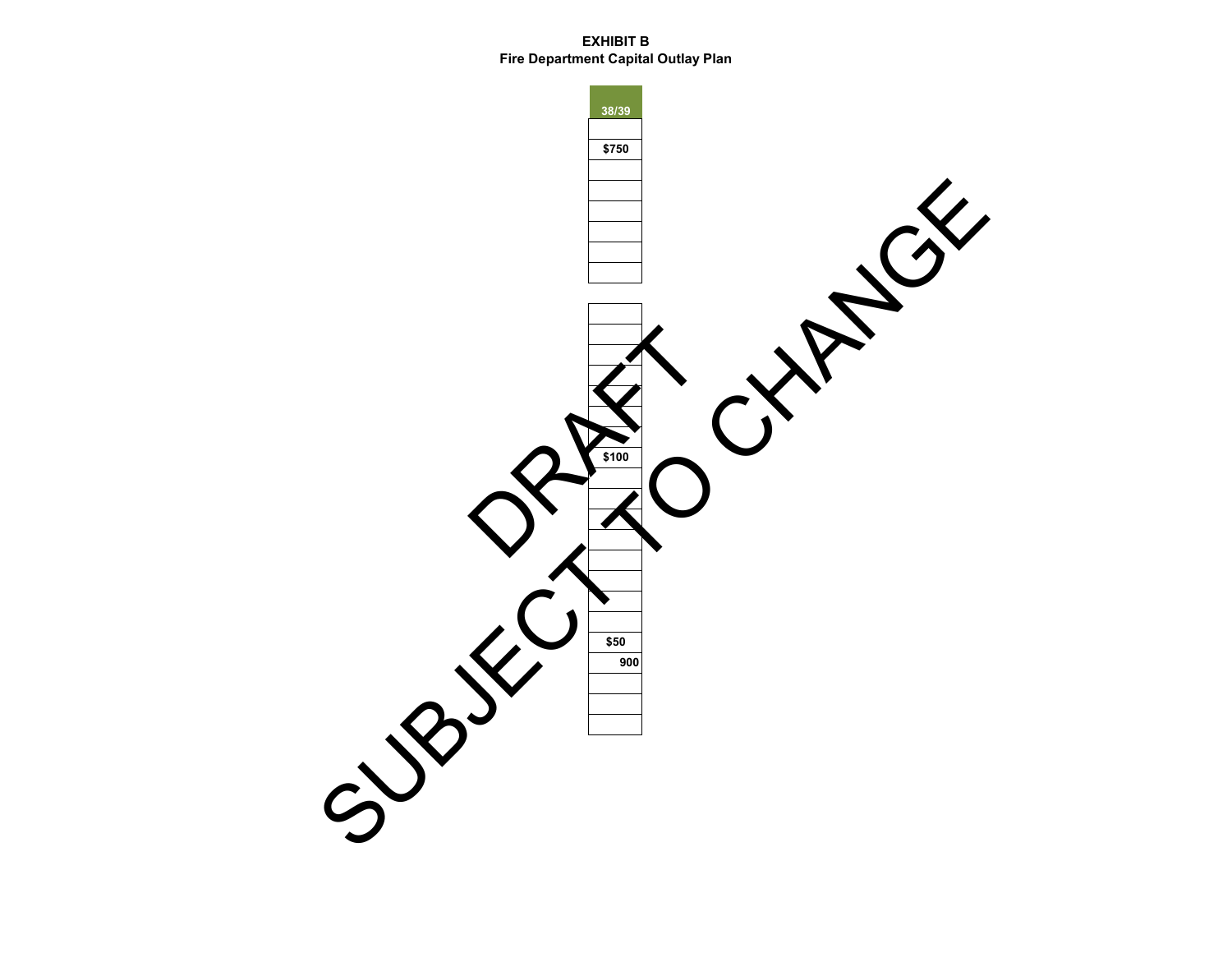**EXHIBIT B**
**Fire Department Capital Outlay Plan**

| 38/39 |
|---|
| |
| $750 |
| |
| |
| |
| |
| |
| |
| |
| |
| |
| |
| |
| |
| |
| $100 |
| |
| |
| |
| |
| |
| |
| |
| |
| $50 |
| 900 |
| |
| |
| |

DRAFT
SUBJECT TO CHANGE